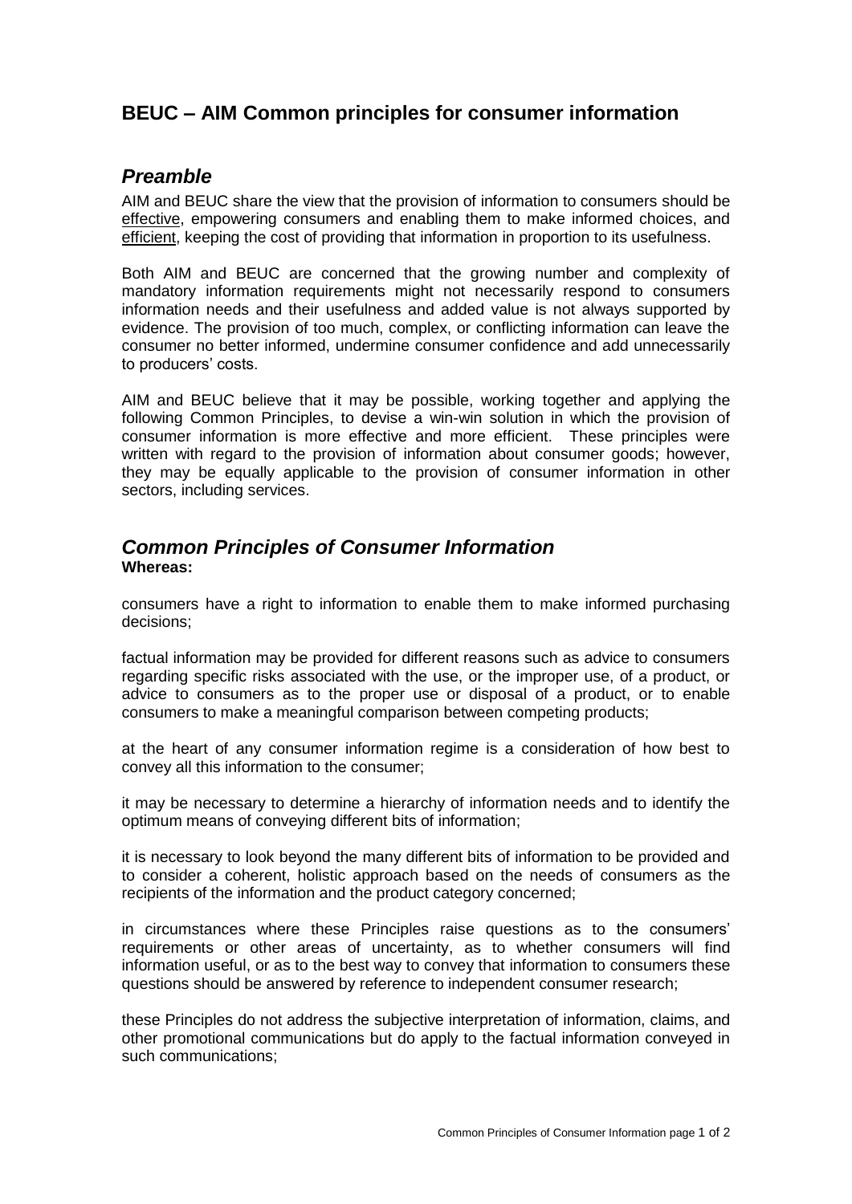# BEUC – AIM Common principles for consumer information

## *Preamble*

AIM and BEUC share the view that the provision of information to consumers should be effective, empowering consumers and enabling them to make informed choices, and efficient, keeping the cost of providing that information in proportion to its usefulness.

Both AIM and BEUC are concerned that the growing number and complexity of mandatory information requirements might not necessarily respond to consumers information needs and their usefulness and added value is not always supported by evidence. The provision of too much, complex, or conflicting information can leave the consumer no better informed, undermine consumer confidence and add unnecessarily to producers' costs.

AIM and BEUC believe that it may be possible, working together and applying the following Common Principles, to devise a win-win solution in which the provision of consumer information is more effective and more efficient. These principles were written with regard to the provision of information about consumer goods; however, they may be equally applicable to the provision of consumer information in other sectors, including services.

## *Common Principles of Consumer Information*

**Whereas:**

consumers have a right to information to enable them to make informed purchasing decisions;

factual information may be provided for different reasons such as advice to consumers regarding specific risks associated with the use, or the improper use, of a product, or advice to consumers as to the proper use or disposal of a product, or to enable consumers to make a meaningful comparison between competing products;

at the heart of any consumer information regime is a consideration of how best to convey all this information to the consumer;

it may be necessary to determine a hierarchy of information needs and to identify the optimum means of conveying different bits of information;

it is necessary to look beyond the many different bits of information to be provided and to consider a coherent, holistic approach based on the needs of consumers as the recipients of the information and the product category concerned;

in circumstances where these Principles raise questions as to the consumers' requirements or other areas of uncertainty, as to whether consumers will find information useful, or as to the best way to convey that information to consumers these questions should be answered by reference to independent consumer research;

these Principles do not address the subjective interpretation of information, claims, and other promotional communications but do apply to the factual information conveyed in such communications;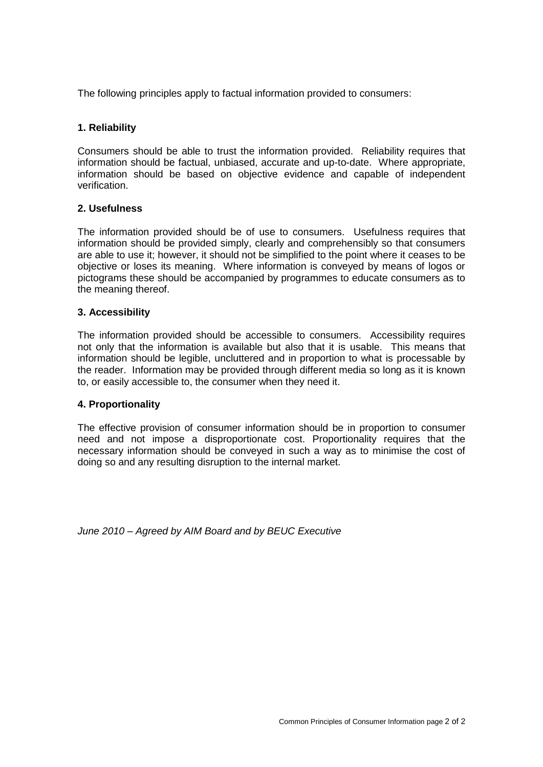The following principles apply to factual information provided to consumers:

### 1. Reliability

Consumers should be able to trust the information provided. Reliability requires that information should be factual, unbiased, accurate and up-to-date. Where appropriate, information should be based on objective evidence and capable of independent verification.

### 2. Usefulness

The information provided should be of use to consumers. Usefulness requires that information should be provided simply, clearly and comprehensibly so that consumers are able to use it; however, it should not be simplified to the point where it ceases to be objective or loses its meaning. Where information is conveyed by means of logos or pictograms these should be accompanied by programmes to educate consumers as to the meaning thereof.

### 3. Accessibility

The information provided should be accessible to consumers. Accessibility requires not only that the information is available but also that it is usable. This means that information should be legible, uncluttered and in proportion to what is processable by the reader. Information may be provided through different media so long as it is known to, or easily accessible to, the consumer when they need it.

### 4. Proportionality

The effective provision of consumer information should be in proportion to consumer need and not impose a disproportionate cost. Proportionality requires that the necessary information should be conveyed in such a way as to minimise the cost of doing so and any resulting disruption to the internal market.

*June 2010 – Agreed by AIM Board and by BEUC Executive*